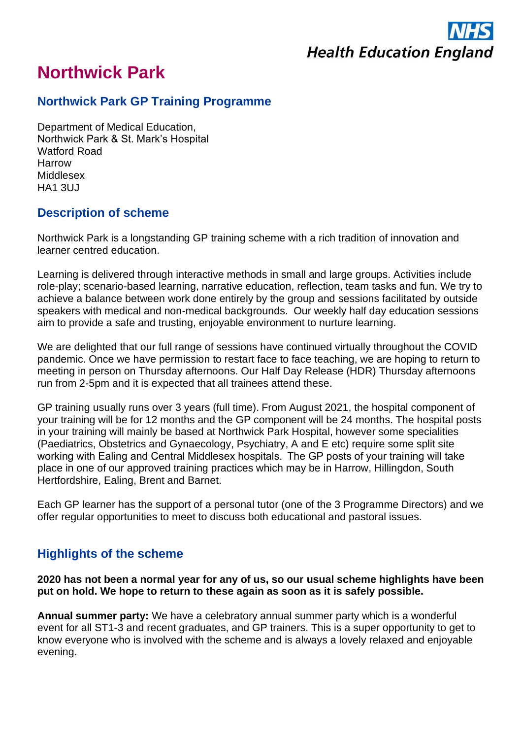# Northwick Park

## Northwick Park GP Training Programme

Department of Medical Education,
Northwick Park & St. Mark's Hospital
Watford Road
Harrow
Middlesex
HA1 3UJ

## Description of scheme

Northwick Park is a longstanding GP training scheme with a rich tradition of innovation and learner centred education.

Learning is delivered through interactive methods in small and large groups. Activities include role-play; scenario-based learning, narrative education, reflection, team tasks and fun. We try to achieve a balance between work done entirely by the group and sessions facilitated by outside speakers with medical and non-medical backgrounds. Our weekly half day education sessions aim to provide a safe and trusting, enjoyable environment to nurture learning.

We are delighted that our full range of sessions have continued virtually throughout the COVID pandemic. Once we have permission to restart face to face teaching, we are hoping to return to meeting in person on Thursday afternoons. Our Half Day Release (HDR) Thursday afternoons run from 2-5pm and it is expected that all trainees attend these.

GP training usually runs over 3 years (full time). From August 2021, the hospital component of your training will be for 12 months and the GP component will be 24 months. The hospital posts in your training will mainly be based at Northwick Park Hospital, however some specialities (Paediatrics, Obstetrics and Gynaecology, Psychiatry, A and E etc) require some split site working with Ealing and Central Middlesex hospitals. The GP posts of your training will take place in one of our approved training practices which may be in Harrow, Hillingdon, South Hertfordshire, Ealing, Brent and Barnet.

Each GP learner has the support of a personal tutor (one of the 3 Programme Directors) and we offer regular opportunities to meet to discuss both educational and pastoral issues.

## Highlights of the scheme

**2020 has not been a normal year for any of us, so our usual scheme highlights have been put on hold. We hope to return to these again as soon as it is safely possible.**

**Annual summer party:** We have a celebratory annual summer party which is a wonderful event for all ST1-3 and recent graduates, and GP trainers. This is a super opportunity to get to know everyone who is involved with the scheme and is always a lovely relaxed and enjoyable evening.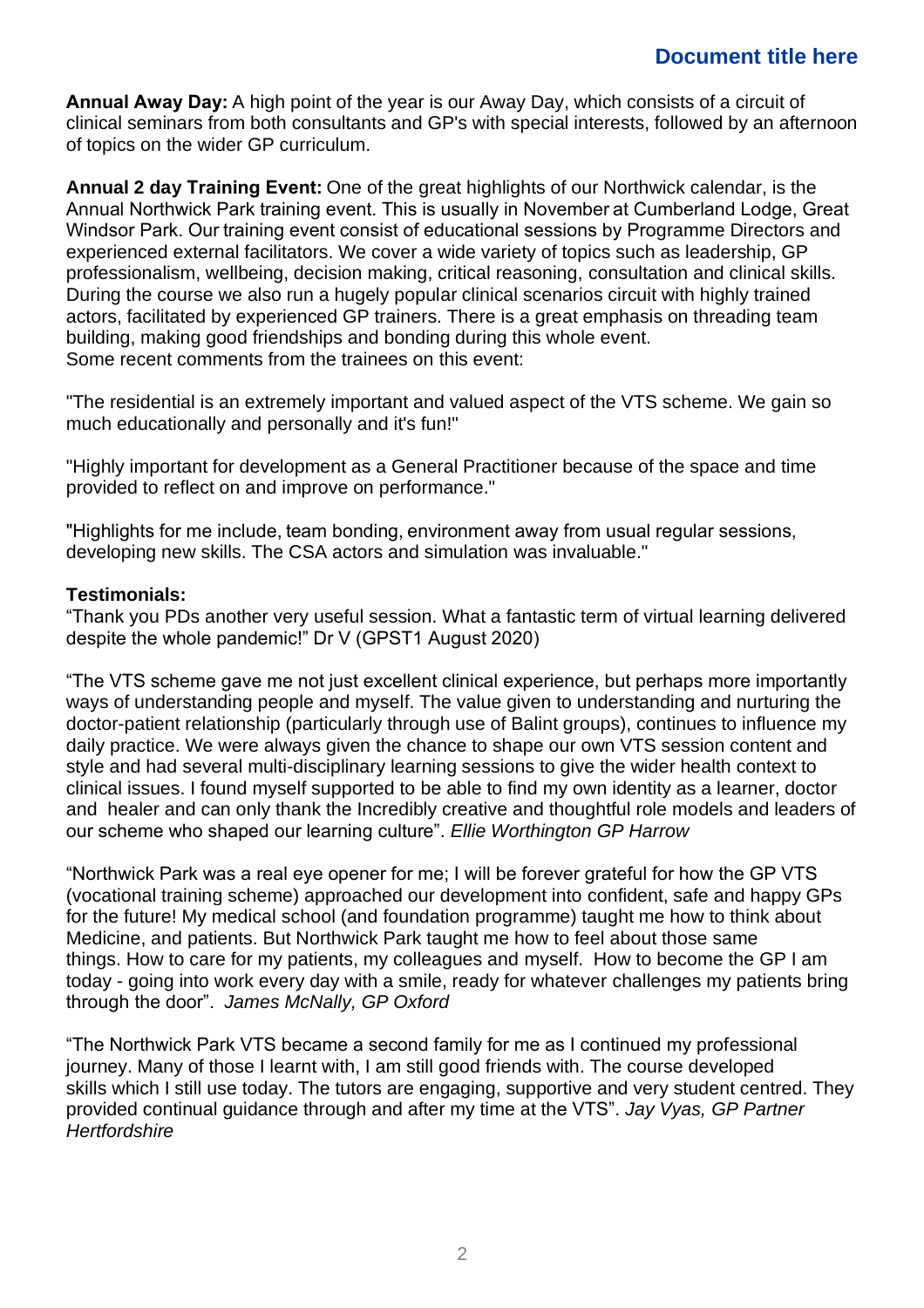**Annual Away Day:** A high point of the year is our Away Day, which consists of a circuit of clinical seminars from both consultants and GP's with special interests, followed by an afternoon of topics on the wider GP curriculum.

**Annual 2 day Training Event:** One of the great highlights of our Northwick calendar, is the Annual Northwick Park training event. This is usually in November at Cumberland Lodge, Great Windsor Park. Our training event consist of educational sessions by Programme Directors and experienced external facilitators. We cover a wide variety of topics such as leadership, GP professionalism, wellbeing, decision making, critical reasoning, consultation and clinical skills. During the course we also run a hugely popular clinical scenarios circuit with highly trained actors, facilitated by experienced GP trainers. There is a great emphasis on threading team building, making good friendships and bonding during this whole event.
Some recent comments from the trainees on this event:

"The residential is an extremely important and valued aspect of the VTS scheme. We gain so much educationally and personally and it's fun!"

"Highly important for development as a General Practitioner because of the space and time provided to reflect on and improve on performance."

"Highlights for me include, team bonding, environment away from usual regular sessions, developing new skills. The CSA actors and simulation was invaluable."

**Testimonials:**
"Thank you PDs another very useful session. What a fantastic term of virtual learning delivered despite the whole pandemic!" Dr V (GPST1 August 2020)

"The VTS scheme gave me not just excellent clinical experience, but perhaps more importantly ways of understanding people and myself. The value given to understanding and nurturing the doctor-patient relationship (particularly through use of Balint groups), continues to influence my daily practice. We were always given the chance to shape our own VTS session content and style and had several multi-disciplinary learning sessions to give the wider health context to clinical issues. I found myself supported to be able to find my own identity as a learner, doctor and healer and can only thank the Incredibly creative and thoughtful role models and leaders of our scheme who shaped our learning culture". *Ellie Worthington GP Harrow*

"Northwick Park was a real eye opener for me; I will be forever grateful for how the GP VTS (vocational training scheme) approached our development into confident, safe and happy GPs for the future! My medical school (and foundation programme) taught me how to think about Medicine, and patients. But Northwick Park taught me how to feel about those same things. How to care for my patients, my colleagues and myself. How to become the GP I am today - going into work every day with a smile, ready for whatever challenges my patients bring through the door". *James McNally, GP Oxford*

"The Northwick Park VTS became a second family for me as I continued my professional journey. Many of those I learnt with, I am still good friends with. The course developed skills which I still use today. The tutors are engaging, supportive and very student centred. They provided continual guidance through and after my time at the VTS". *Jay Vyas, GP Partner Hertfordshire*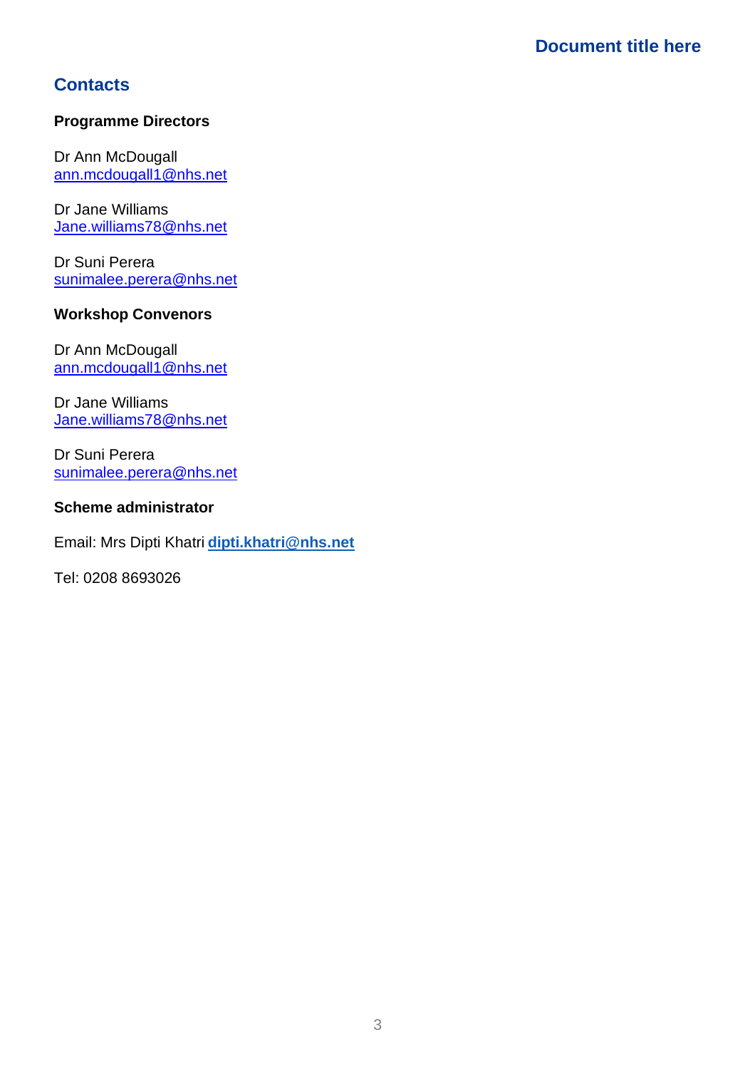## Contacts

**Programme Directors**

Dr Ann McDougall
ann.mcdougall1@nhs.net

Dr Jane Williams
Jane.williams78@nhs.net

Dr Suni Perera
sunimalee.perera@nhs.net

**Workshop Convenors**

Dr Ann McDougall
ann.mcdougall1@nhs.net

Dr Jane Williams
Jane.williams78@nhs.net

Dr Suni Perera
sunimalee.perera@nhs.net

**Scheme administrator**

Email: Mrs Dipti Khatri **dipti.khatri@nhs.net**

Tel: 0208 8693026